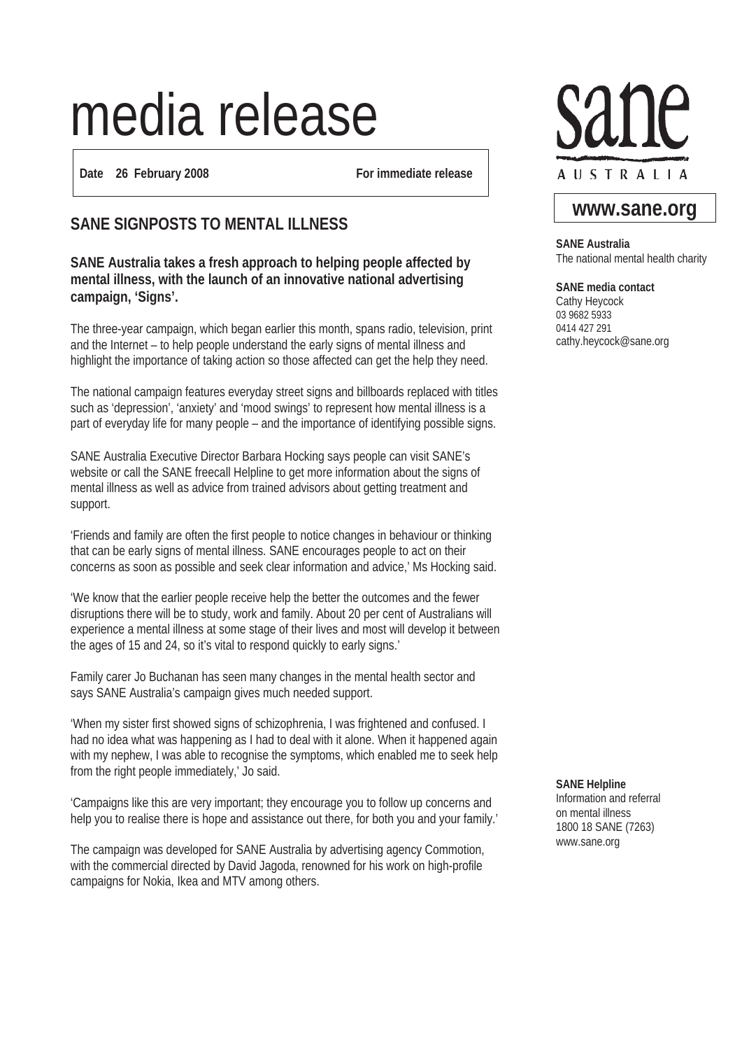# media release

**Date 26 February 2008** **For immediate release**

sane AUSTRALIA

**www.sane.org**

**SANE Australia**
The national mental health charity

**SANE media contact**
Cathy Heycock
03 9682 5933
0414 427 291
cathy.heycock@sane.org

## SANE SIGNPOSTS TO MENTAL ILLNESS

**SANE Australia takes a fresh approach to helping people affected by mental illness, with the launch of an innovative national advertising campaign, 'Signs'.**

The three-year campaign, which began earlier this month, spans radio, television, print and the Internet – to help people understand the early signs of mental illness and highlight the importance of taking action so those affected can get the help they need.

The national campaign features everyday street signs and billboards replaced with titles such as 'depression', 'anxiety' and 'mood swings' to represent how mental illness is a part of everyday life for many people – and the importance of identifying possible signs.

SANE Australia Executive Director Barbara Hocking says people can visit SANE's website or call the SANE freecall Helpline to get more information about the signs of mental illness as well as advice from trained advisors about getting treatment and support.

'Friends and family are often the first people to notice changes in behaviour or thinking that can be early signs of mental illness. SANE encourages people to act on their concerns as soon as possible and seek clear information and advice,' Ms Hocking said.

'We know that the earlier people receive help the better the outcomes and the fewer disruptions there will be to study, work and family. About 20 per cent of Australians will experience a mental illness at some stage of their lives and most will develop it between the ages of 15 and 24, so it's vital to respond quickly to early signs.'

Family carer Jo Buchanan has seen many changes in the mental health sector and says SANE Australia's campaign gives much needed support.

'When my sister first showed signs of schizophrenia, I was frightened and confused. I had no idea what was happening as I had to deal with it alone. When it happened again with my nephew, I was able to recognise the symptoms, which enabled me to seek help from the right people immediately,' Jo said.

'Campaigns like this are very important; they encourage you to follow up concerns and help you to realise there is hope and assistance out there, for both you and your family.'

The campaign was developed for SANE Australia by advertising agency Commotion, with the commercial directed by David Jagoda, renowned for his work on high-profile campaigns for Nokia, Ikea and MTV among others.

**SANE Helpline**
Information and referral on mental illness
1800 18 SANE (7263)
www.sane.org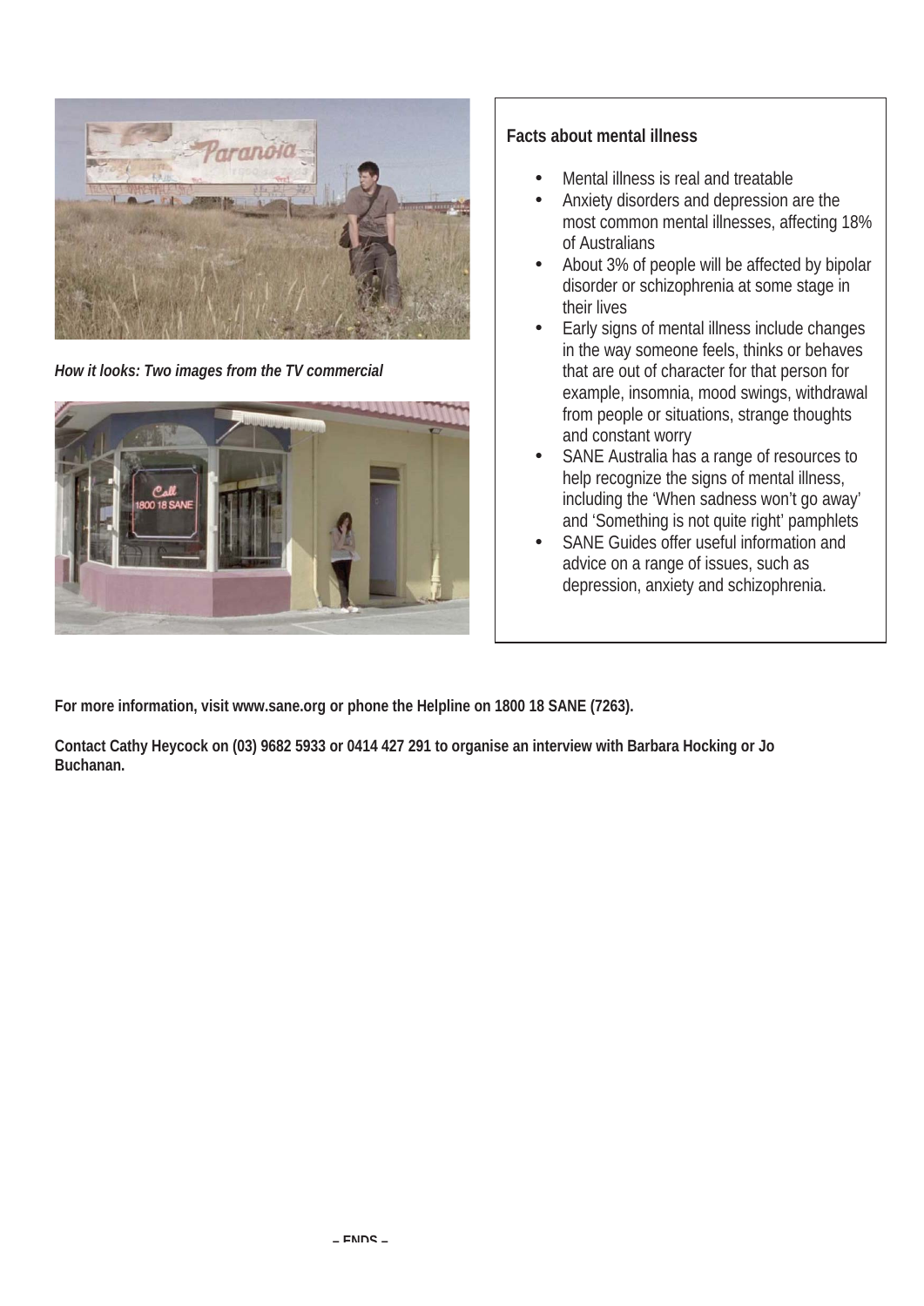*How it looks: Two images from the TV commercial*

**Facts about mental illness**

- Mental illness is real and treatable
- Anxiety disorders and depression are the most common mental illnesses, affecting 18% of Australians
- About 3% of people will be affected by bipolar disorder or schizophrenia at some stage in their lives
- Early signs of mental illness include changes in the way someone feels, thinks or behaves that are out of character for that person for example, insomnia, mood swings, withdrawal from people or situations, strange thoughts and constant worry
- SANE Australia has a range of resources to help recognize the signs of mental illness, including the 'When sadness won't go away' and 'Something is not quite right' pamphlets
- SANE Guides offer useful information and advice on a range of issues, such as depression, anxiety and schizophrenia.

**For more information, visit www.sane.org or phone the Helpline on 1800 18 SANE (7263).**

**Contact Cathy Heycock on (03) 9682 5933 or 0414 427 291 to organise an interview with Barbara Hocking or Jo Buchanan.**

– ENDS –